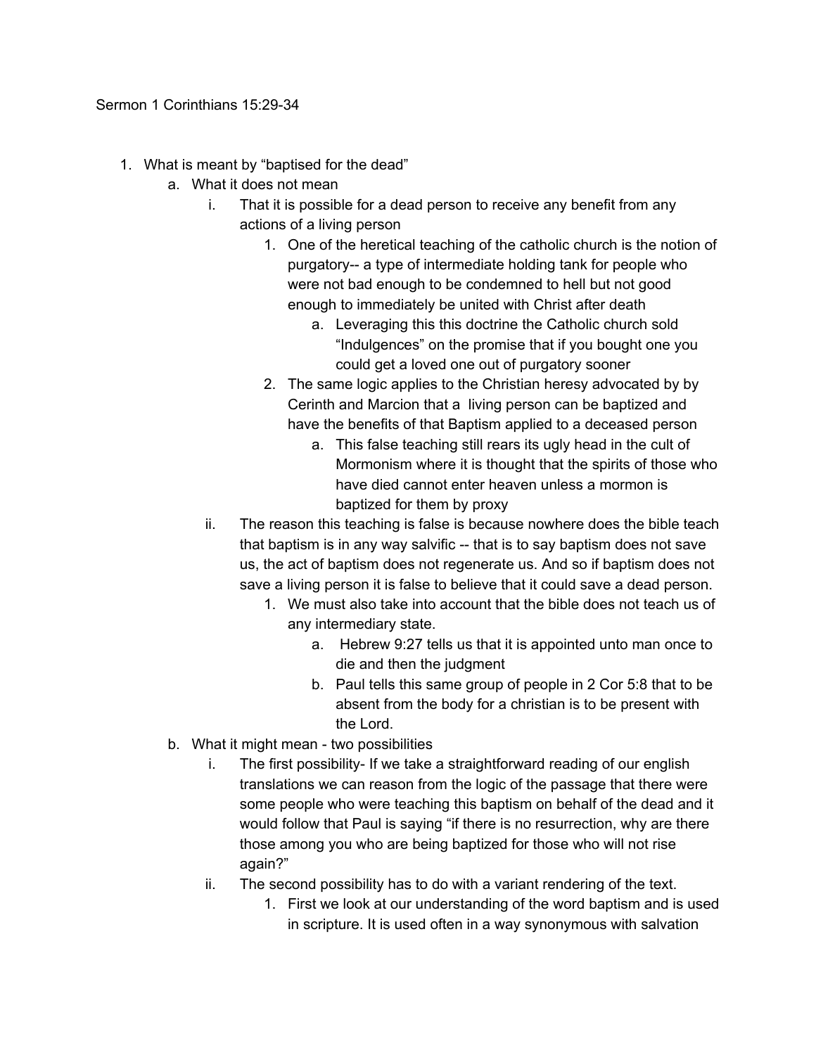Sermon 1 Corinthians 15:29-34

1. What is meant by "baptised for the dead"
    a. What it does not mean
        i. That it is possible for a dead person to receive any benefit from any actions of a living person
            1. One of the heretical teaching of the catholic church is the notion of purgatory-- a type of intermediate holding tank for people who were not bad enough to be condemned to hell but not good enough to immediately be united with Christ after death
                a. Leveraging this this doctrine the Catholic church sold "Indulgences" on the promise that if you bought one you could get a loved one out of purgatory sooner
            2. The same logic applies to the Christian heresy advocated by by Cerinth and Marcion that a living person can be baptized and have the benefits of that Baptism applied to a deceased person
                a. This false teaching still rears its ugly head in the cult of Mormonism where it is thought that the spirits of those who have died cannot enter heaven unless a mormon is baptized for them by proxy
        ii. The reason this teaching is false is because nowhere does the bible teach that baptism is in any way salvific -- that is to say baptism does not save us, the act of baptism does not regenerate us. And so if baptism does not save a living person it is false to believe that it could save a dead person.
            1. We must also take into account that the bible does not teach us of any intermediary state.
                a. Hebrew 9:27 tells us that it is appointed unto man once to die and then the judgment
                b. Paul tells this same group of people in 2 Cor 5:8 that to be absent from the body for a christian is to be present with the Lord.
    b. What it might mean - two possibilities
        i. The first possibility- If we take a straightforward reading of our english translations we can reason from the logic of the passage that there were some people who were teaching this baptism on behalf of the dead and it would follow that Paul is saying "if there is no resurrection, why are there those among you who are being baptized for those who will not rise again?"
        ii. The second possibility has to do with a variant rendering of the text.
            1. First we look at our understanding of the word baptism and is used in scripture. It is used often in a way synonymous with salvation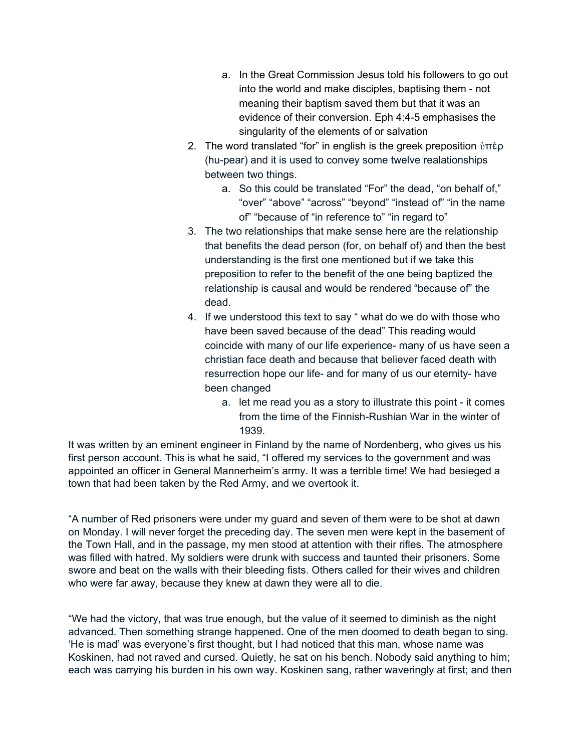a. In the Great Commission Jesus told his followers to go out into the world and make disciples, baptising them - not meaning their baptism saved them but that it was an evidence of their conversion. Eph 4:4-5 emphasises the singularity of the elements of or salvation

2. The word translated "for" in english is the greek preposition ὑπὲρ (hu-pear) and it is used to convey some twelve realationships between two things.
   a. So this could be translated "For" the dead, "on behalf of," "over" "above" "across" "beyond" "instead of" "in the name of" "because of "in reference to" "in regard to"
3. The two relationships that make sense here are the relationship that benefits the dead person (for, on behalf of) and then the best understanding is the first one mentioned but if we take this preposition to refer to the benefit of the one being baptized the relationship is causal and would be rendered "because of" the dead.
4. If we understood this text to say " what do we do with those who have been saved because of the dead" This reading would coincide with many of our life experience- many of us have seen a christian face death and because that believer faced death with resurrection hope our life- and for many of us our eternity- have been changed
   a. let me read you as a story to illustrate this point - it comes from the time of the Finnish-Rushian War in the winter of 1939.

It was written by an eminent engineer in Finland by the name of Nordenberg, who gives us his first person account. This is what he said, "I offered my services to the government and was appointed an officer in General Mannerheim's army. It was a terrible time! We had besieged a town that had been taken by the Red Army, and we overtook it.

"A number of Red prisoners were under my guard and seven of them were to be shot at dawn on Monday. I will never forget the preceding day. The seven men were kept in the basement of the Town Hall, and in the passage, my men stood at attention with their rifles. The atmosphere was filled with hatred. My soldiers were drunk with success and taunted their prisoners. Some swore and beat on the walls with their bleeding fists. Others called for their wives and children who were far away, because they knew at dawn they were all to die.

"We had the victory, that was true enough, but the value of it seemed to diminish as the night advanced. Then something strange happened. One of the men doomed to death began to sing. 'He is mad' was everyone's first thought, but I had noticed that this man, whose name was Koskinen, had not raved and cursed. Quietly, he sat on his bench. Nobody said anything to him; each was carrying his burden in his own way. Koskinen sang, rather waveringly at first; and then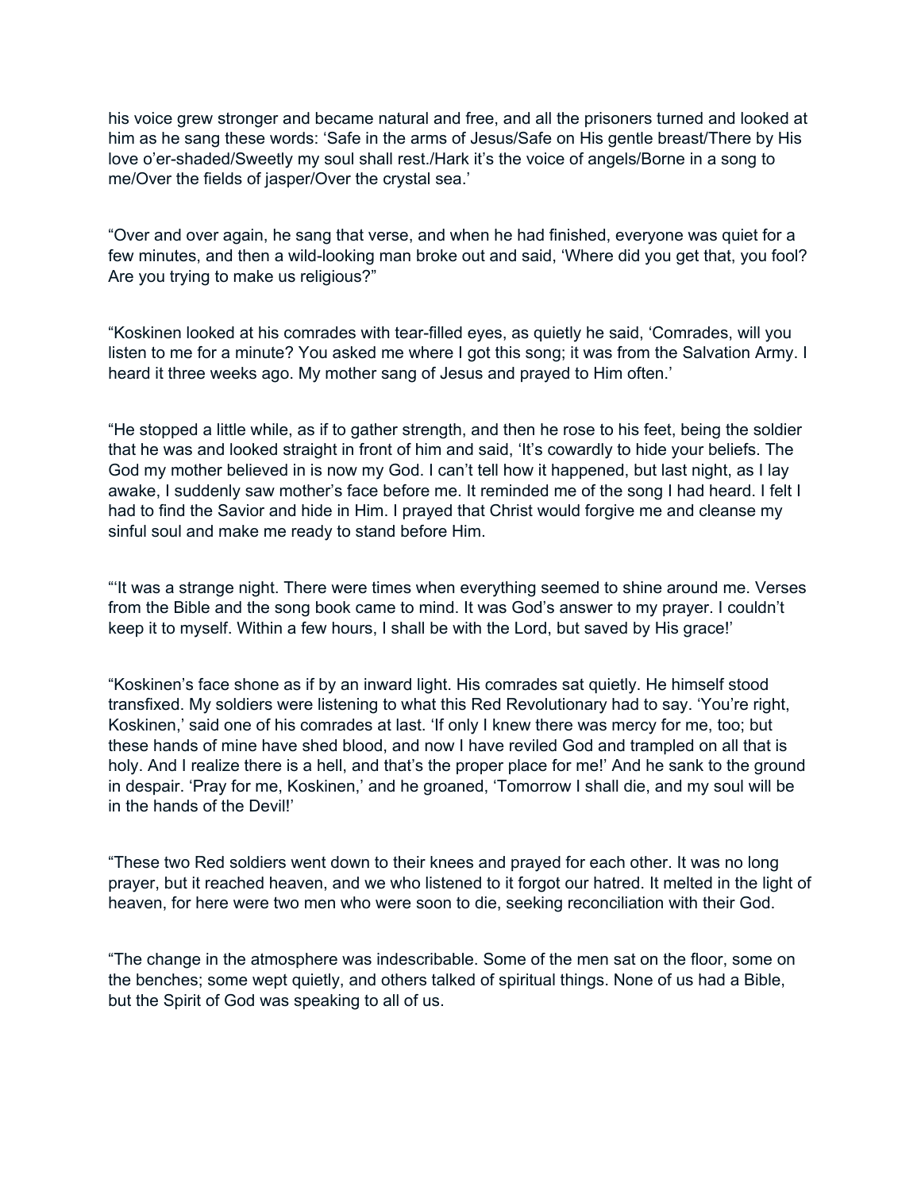his voice grew stronger and became natural and free, and all the prisoners turned and looked at him as he sang these words: ‘Safe in the arms of Jesus/Safe on His gentle breast/There by His love o'er-shaded/Sweetly my soul shall rest./Hark it's the voice of angels/Borne in a song to me/Over the fields of jasper/Over the crystal sea.’

“Over and over again, he sang that verse, and when he had finished, everyone was quiet for a few minutes, and then a wild-looking man broke out and said, ‘Where did you get that, you fool? Are you trying to make us religious?”

“Koskinen looked at his comrades with tear-filled eyes, as quietly he said, ‘Comrades, will you listen to me for a minute? You asked me where I got this song; it was from the Salvation Army. I heard it three weeks ago. My mother sang of Jesus and prayed to Him often.’

“He stopped a little while, as if to gather strength, and then he rose to his feet, being the soldier that he was and looked straight in front of him and said, ‘It's cowardly to hide your beliefs. The God my mother believed in is now my God. I can't tell how it happened, but last night, as I lay awake, I suddenly saw mother's face before me. It reminded me of the song I had heard. I felt I had to find the Savior and hide in Him. I prayed that Christ would forgive me and cleanse my sinful soul and make me ready to stand before Him.

“‘It was a strange night. There were times when everything seemed to shine around me. Verses from the Bible and the song book came to mind. It was God's answer to my prayer. I couldn't keep it to myself. Within a few hours, I shall be with the Lord, but saved by His grace!’

“Koskinen's face shone as if by an inward light. His comrades sat quietly. He himself stood transfixed. My soldiers were listening to what this Red Revolutionary had to say. ‘You're right, Koskinen,’ said one of his comrades at last. ‘If only I knew there was mercy for me, too; but these hands of mine have shed blood, and now I have reviled God and trampled on all that is holy. And I realize there is a hell, and that's the proper place for me!’ And he sank to the ground in despair. ‘Pray for me, Koskinen,’ and he groaned, ‘Tomorrow I shall die, and my soul will be in the hands of the Devil!’

“These two Red soldiers went down to their knees and prayed for each other. It was no long prayer, but it reached heaven, and we who listened to it forgot our hatred. It melted in the light of heaven, for here were two men who were soon to die, seeking reconciliation with their God.

“The change in the atmosphere was indescribable. Some of the men sat on the floor, some on the benches; some wept quietly, and others talked of spiritual things. None of us had a Bible, but the Spirit of God was speaking to all of us.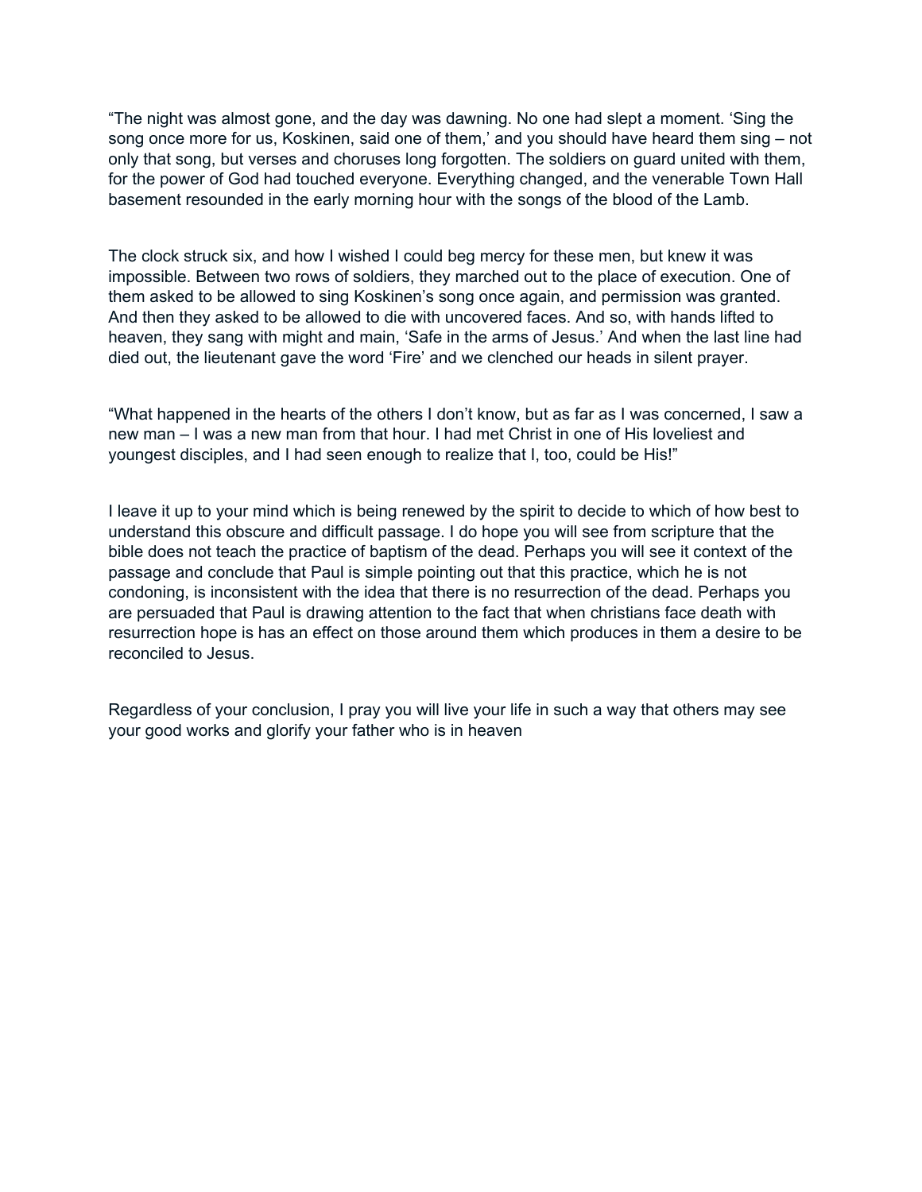"The night was almost gone, and the day was dawning. No one had slept a moment. 'Sing the song once more for us, Koskinen, said one of them,' and you should have heard them sing – not only that song, but verses and choruses long forgotten. The soldiers on guard united with them, for the power of God had touched everyone. Everything changed, and the venerable Town Hall basement resounded in the early morning hour with the songs of the blood of the Lamb.

The clock struck six, and how I wished I could beg mercy for these men, but knew it was impossible. Between two rows of soldiers, they marched out to the place of execution. One of them asked to be allowed to sing Koskinen's song once again, and permission was granted. And then they asked to be allowed to die with uncovered faces. And so, with hands lifted to heaven, they sang with might and main, 'Safe in the arms of Jesus.' And when the last line had died out, the lieutenant gave the word 'Fire' and we clenched our heads in silent prayer.

"What happened in the hearts of the others I don't know, but as far as I was concerned, I saw a new man – I was a new man from that hour. I had met Christ in one of His loveliest and youngest disciples, and I had seen enough to realize that I, too, could be His!"

I leave it up to your mind which is being renewed by the spirit to decide to which of how best to understand this obscure and difficult passage. I do hope you will see from scripture that the bible does not teach the practice of baptism of the dead. Perhaps you will see it context of the passage and conclude that Paul is simple pointing out that this practice, which he is not condoning, is inconsistent with the idea that there is no resurrection of the dead. Perhaps you are persuaded that Paul is drawing attention to the fact that when christians face death with resurrection hope is has an effect on those around them which produces in them a desire to be reconciled to Jesus.

Regardless of your conclusion, I pray you will live your life in such a way that others may see your good works and glorify your father who is in heaven